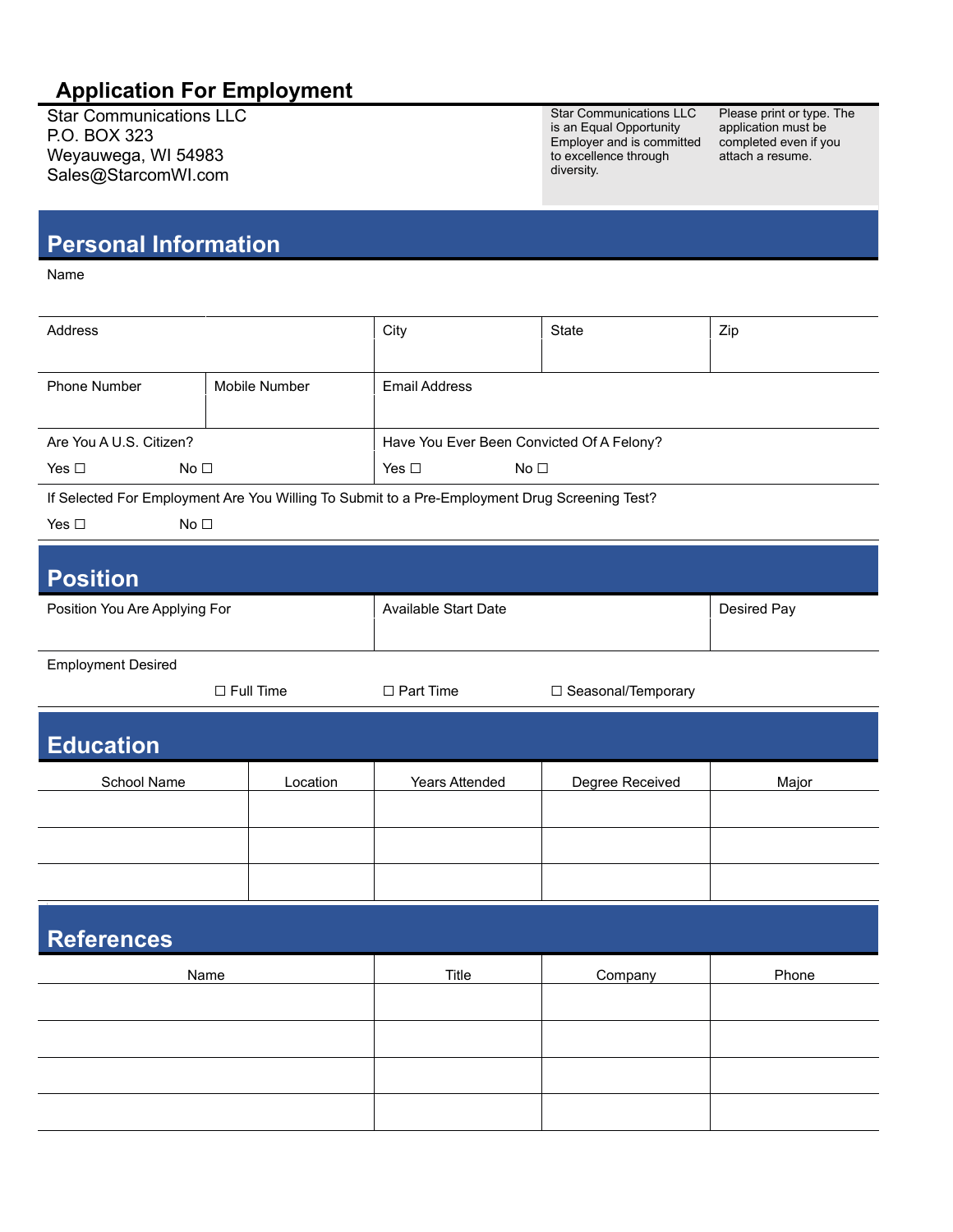# Application For Employment

Star Communications LLC
P.O. BOX 323
Weyauwega, WI 54983
Sales@StarcomWI.com

Star Communications LLC is an Equal Opportunity Employer and is committed to excellence through diversity.

Please print or type. The application must be completed even if you attach a resume.

## Personal Information

Name

| Address | | City | State | Zip |
|---|---|---|---|---|
| | | | | |
| **Phone Number** | **Mobile Number** | **Email Address** | | |
| | | | | |

Are You A U.S. Citizen?

Yes ☐ No ☐

Have You Ever Been Convicted Of A Felony?

Yes ☐ No ☐

If Selected For Employment Are You Willing To Submit to a Pre-Employment Drug Screening Test?

Yes ☐ No ☐

## Position

| Position You Are Applying For | Available Start Date | Desired Pay |
|---|---|---|
| | | |

Employment Desired

☐ Full Time ☐ Part Time ☐ Seasonal/Temporary

## Education

| School Name | Location | Years Attended | Degree Received | Major |
|---|---|---|---|---|
| | | | | |
| | | | | |
| | | | | |

## References

| Name | Title | Company | Phone |
|---|---|---|---|
| | | | |
| | | | |
| | | | |
| | | | |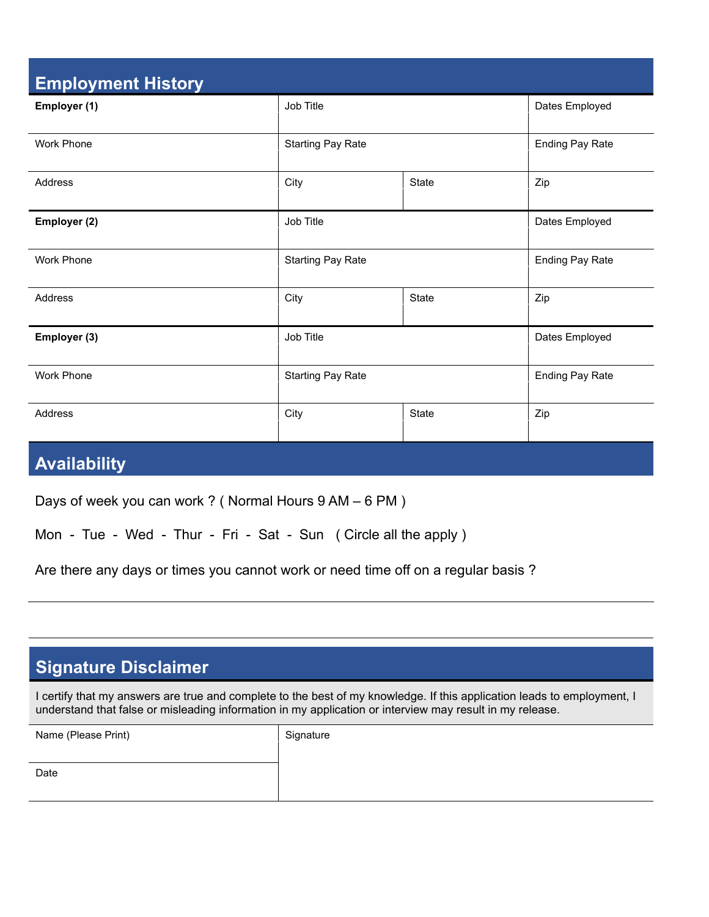## Employment History

| | | | |
|---|---|---|---|
| **Employer (1)** | Job Title | | Dates Employed |
| Work Phone | Starting Pay Rate | | Ending Pay Rate |
| Address | City | State | Zip |
| **Employer (2)** | Job Title | | Dates Employed |
| Work Phone | Starting Pay Rate | | Ending Pay Rate |
| Address | City | State | Zip |
| **Employer (3)** | Job Title | | Dates Employed |
| Work Phone | Starting Pay Rate | | Ending Pay Rate |
| Address | City | State | Zip |

## Availability

Days of week you can work ? ( Normal Hours 9 AM – 6 PM )

Mon - Tue - Wed - Thur - Fri - Sat - Sun ( Circle all the apply )

Are there any days or times you cannot work or need time off on a regular basis ?

## Signature Disclaimer

I certify that my answers are true and complete to the best of my knowledge. If this application leads to employment, I understand that false or misleading information in my application or interview may result in my release.

| | |
|---|---|
| Name (Please Print) | Signature |
| Date | |